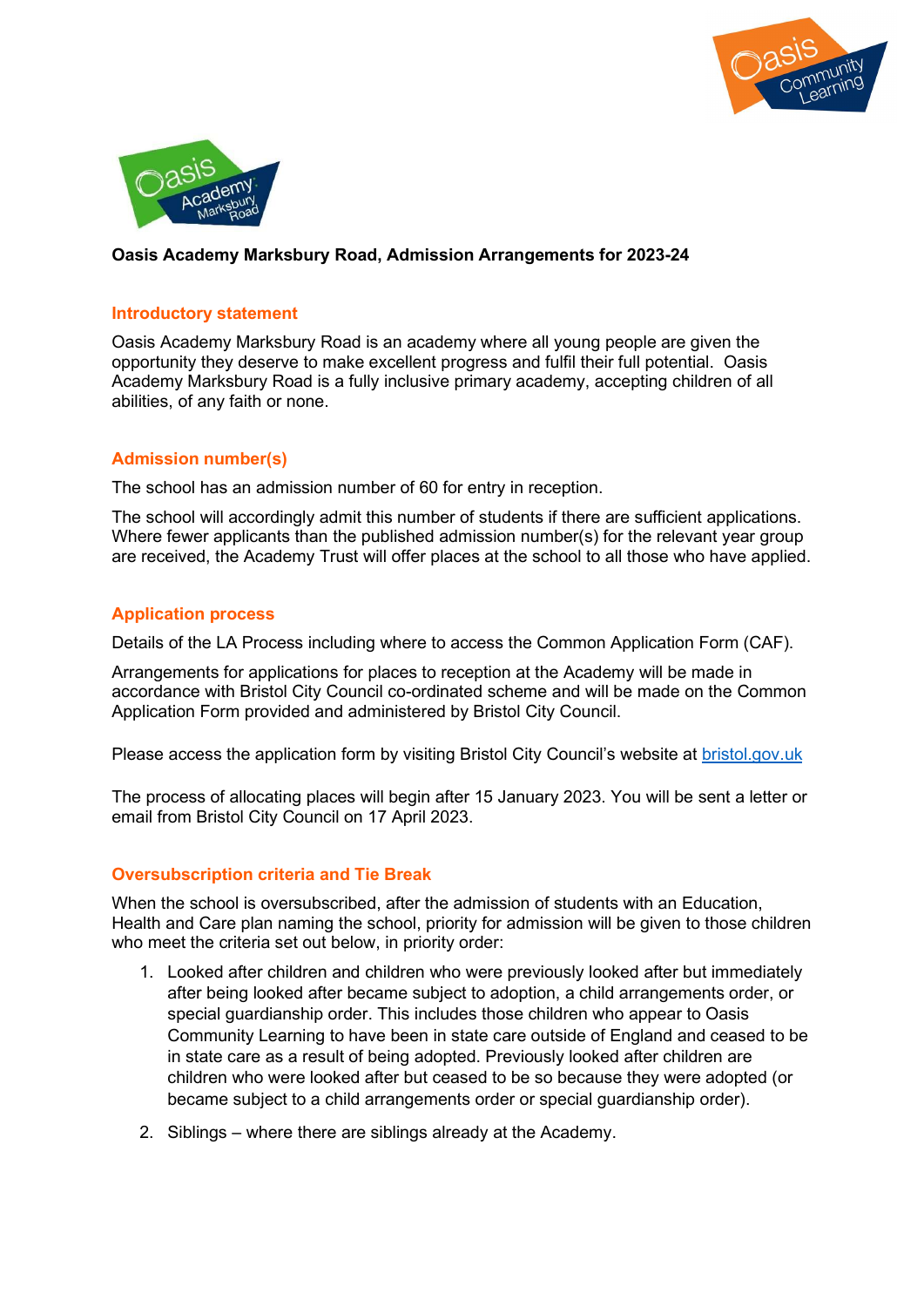**Oasis Academy Marksbury Road, Admission Arrangements for 2023-24**

## Introductory statement

Oasis Academy Marksbury Road is an academy where all young people are given the opportunity they deserve to make excellent progress and fulfil their full potential. Oasis Academy Marksbury Road is a fully inclusive primary academy, accepting children of all abilities, of any faith or none.

## Admission number(s)

The school has an admission number of 60 for entry in reception.

The school will accordingly admit this number of students if there are sufficient applications. Where fewer applicants than the published admission number(s) for the relevant year group are received, the Academy Trust will offer places at the school to all those who have applied.

## Application process

Details of the LA Process including where to access the Common Application Form (CAF).

Arrangements for applications for places to reception at the Academy will be made in accordance with Bristol City Council co-ordinated scheme and will be made on the Common Application Form provided and administered by Bristol City Council.

Please access the application form by visiting Bristol City Council's website at bristol.gov.uk

The process of allocating places will begin after 15 January 2023. You will be sent a letter or email from Bristol City Council on 17 April 2023.

## Oversubscription criteria and Tie Break

When the school is oversubscribed, after the admission of students with an Education, Health and Care plan naming the school, priority for admission will be given to those children who meet the criteria set out below, in priority order:

1. Looked after children and children who were previously looked after but immediately after being looked after became subject to adoption, a child arrangements order, or special guardianship order. This includes those children who appear to Oasis Community Learning to have been in state care outside of England and ceased to be in state care as a result of being adopted. Previously looked after children are children who were looked after but ceased to be so because they were adopted (or became subject to a child arrangements order or special guardianship order).
2. Siblings – where there are siblings already at the Academy.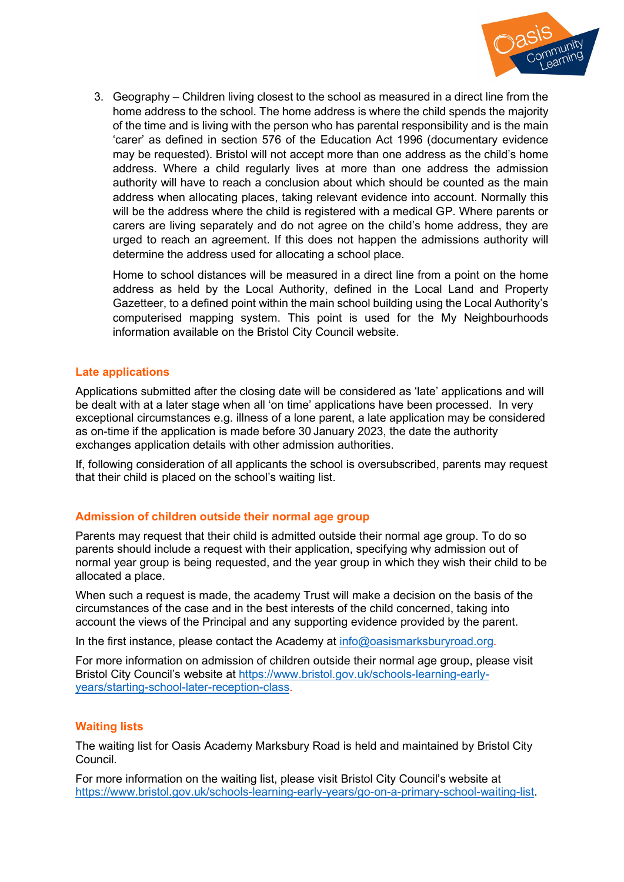3. Geography – Children living closest to the school as measured in a direct line from the home address to the school. The home address is where the child spends the majority of the time and is living with the person who has parental responsibility and is the main 'carer' as defined in section 576 of the Education Act 1996 (documentary evidence may be requested). Bristol will not accept more than one address as the child's home address. Where a child regularly lives at more than one address the admission authority will have to reach a conclusion about which should be counted as the main address when allocating places, taking relevant evidence into account. Normally this will be the address where the child is registered with a medical GP. Where parents or carers are living separately and do not agree on the child's home address, they are urged to reach an agreement. If this does not happen the admissions authority will determine the address used for allocating a school place.

   Home to school distances will be measured in a direct line from a point on the home address as held by the Local Authority, defined in the Local Land and Property Gazetteer, to a defined point within the main school building using the Local Authority's computerised mapping system. This point is used for the My Neighbourhoods information available on the Bristol City Council website.

## Late applications

Applications submitted after the closing date will be considered as 'late' applications and will be dealt with at a later stage when all 'on time' applications have been processed. In very exceptional circumstances e.g. illness of a lone parent, a late application may be considered as on-time if the application is made before 30 January 2023, the date the authority exchanges application details with other admission authorities.

If, following consideration of all applicants the school is oversubscribed, parents may request that their child is placed on the school's waiting list.

## Admission of children outside their normal age group

Parents may request that their child is admitted outside their normal age group. To do so parents should include a request with their application, specifying why admission out of normal year group is being requested, and the year group in which they wish their child to be allocated a place.

When such a request is made, the academy Trust will make a decision on the basis of the circumstances of the case and in the best interests of the child concerned, taking into account the views of the Principal and any supporting evidence provided by the parent.

In the first instance, please contact the Academy at info@oasismarksburyroad.org.

For more information on admission of children outside their normal age group, please visit Bristol City Council's website at https://www.bristol.gov.uk/schools-learning-early-years/starting-school-later-reception-class.

## Waiting lists

The waiting list for Oasis Academy Marksbury Road is held and maintained by Bristol City Council.

For more information on the waiting list, please visit Bristol City Council's website at https://www.bristol.gov.uk/schools-learning-early-years/go-on-a-primary-school-waiting-list.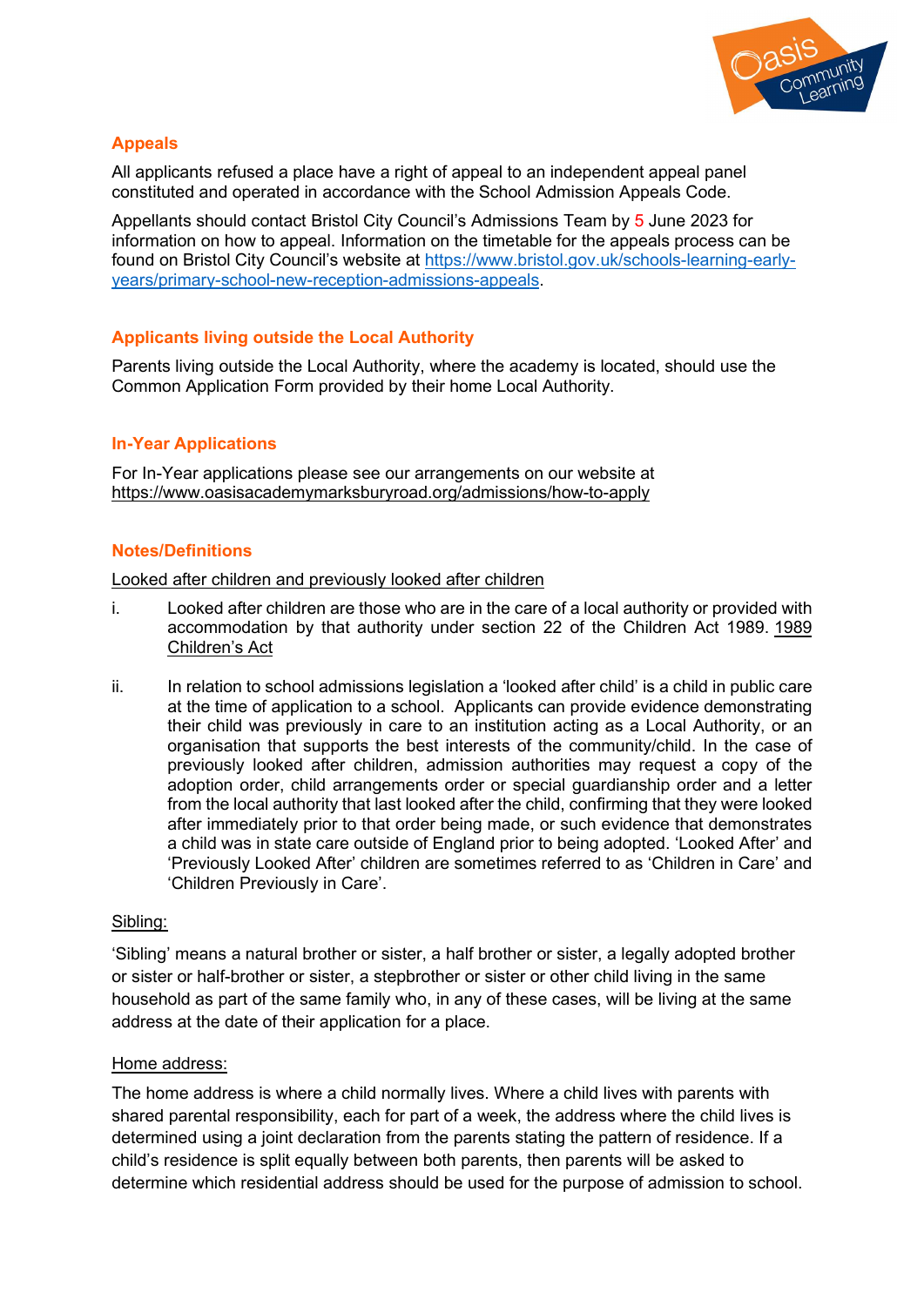## Appeals

All applicants refused a place have a right of appeal to an independent appeal panel constituted and operated in accordance with the School Admission Appeals Code.

Appellants should contact Bristol City Council's Admissions Team by 5 June 2023 for information on how to appeal. Information on the timetable for the appeals process can be found on Bristol City Council's website at [https://www.bristol.gov.uk/schools-learning-early-years/primary-school-new-reception-admissions-appeals](https://www.bristol.gov.uk/schools-learning-early-years/primary-school-new-reception-admissions-appeals).

## Applicants living outside the Local Authority

Parents living outside the Local Authority, where the academy is located, should use the Common Application Form provided by their home Local Authority.

## In-Year Applications

For In-Year applications please see our arrangements on our website at https://www.oasisacademymarksburyroad.org/admissions/how-to-apply

## Notes/Definitions

Looked after children and previously looked after children

i. Looked after children are those who are in the care of a local authority or provided with accommodation by that authority under section 22 of the Children Act 1989. 1989 Children's Act

ii. In relation to school admissions legislation a 'looked after child' is a child in public care at the time of application to a school. Applicants can provide evidence demonstrating their child was previously in care to an institution acting as a Local Authority, or an organisation that supports the best interests of the community/child. In the case of previously looked after children, admission authorities may request a copy of the adoption order, child arrangements order or special guardianship order and a letter from the local authority that last looked after the child, confirming that they were looked after immediately prior to that order being made, or such evidence that demonstrates a child was in state care outside of England prior to being adopted. 'Looked After' and 'Previously Looked After' children are sometimes referred to as 'Children in Care' and 'Children Previously in Care'.

Sibling:

'Sibling' means a natural brother or sister, a half brother or sister, a legally adopted brother or sister or half-brother or sister, a stepbrother or sister or other child living in the same household as part of the same family who, in any of these cases, will be living at the same address at the date of their application for a place.

Home address:

The home address is where a child normally lives. Where a child lives with parents with shared parental responsibility, each for part of a week, the address where the child lives is determined using a joint declaration from the parents stating the pattern of residence. If a child's residence is split equally between both parents, then parents will be asked to determine which residential address should be used for the purpose of admission to school.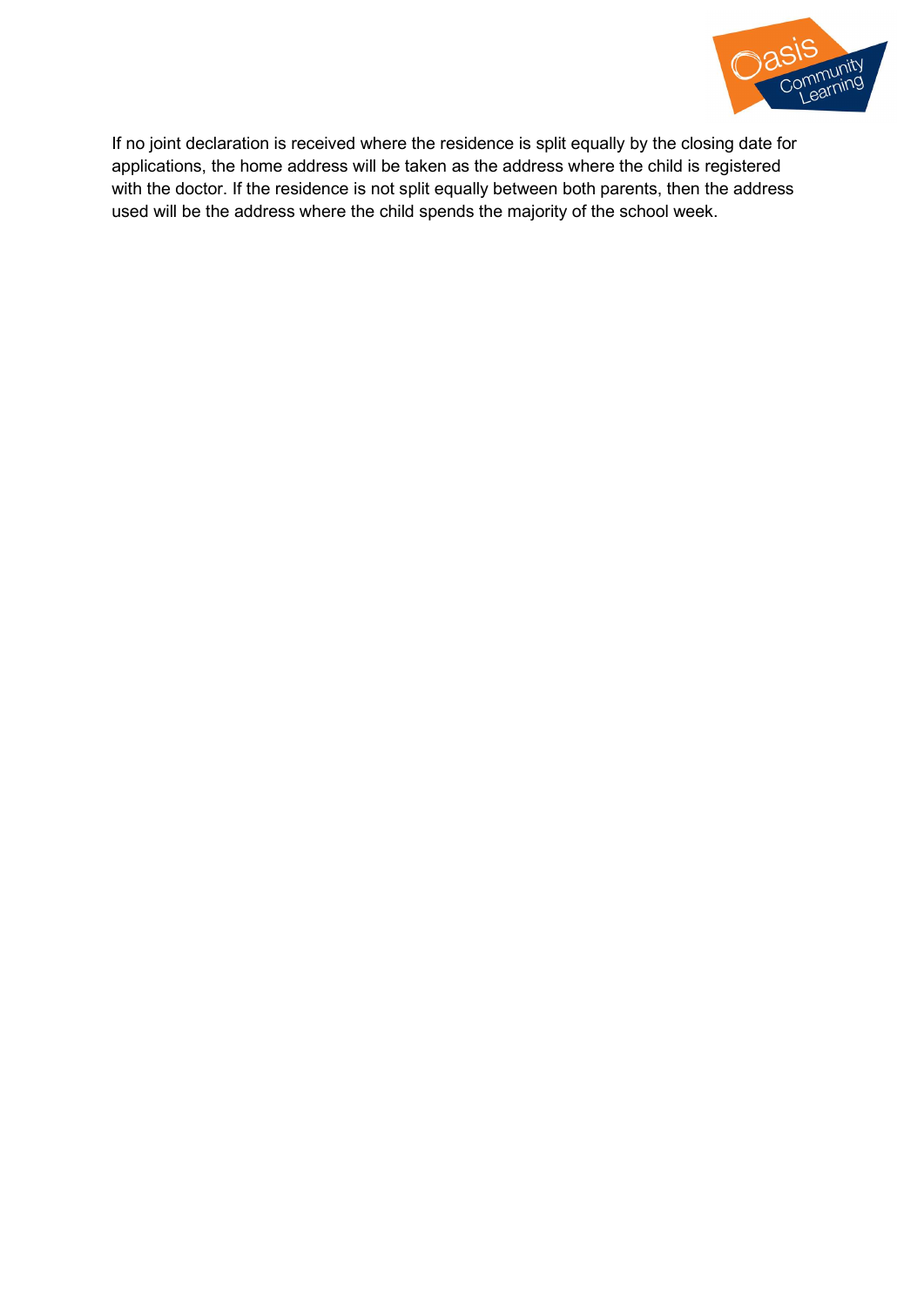If no joint declaration is received where the residence is split equally by the closing date for applications, the home address will be taken as the address where the child is registered with the doctor. If the residence is not split equally between both parents, then the address used will be the address where the child spends the majority of the school week.